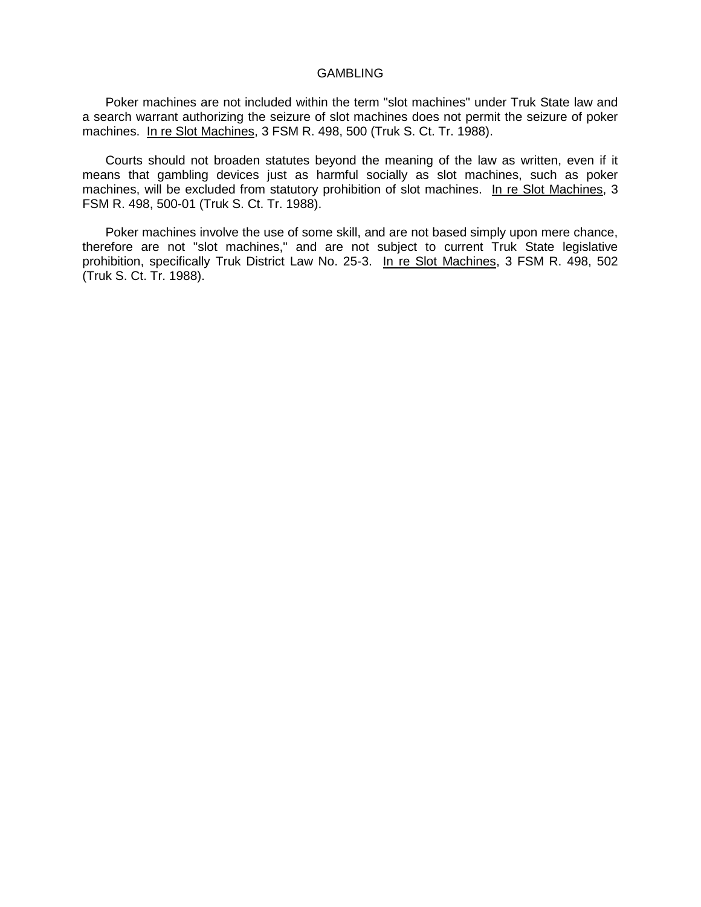# GAMBLING

Poker machines are not included within the term "slot machines" under Truk State law and a search warrant authorizing the seizure of slot machines does not permit the seizure of poker machines. In re Slot Machines, 3 FSM R. 498, 500 (Truk S. Ct. Tr. 1988).

Courts should not broaden statutes beyond the meaning of the law as written, even if it means that gambling devices just as harmful socially as slot machines, such as poker machines, will be excluded from statutory prohibition of slot machines. In re Slot Machines, 3 FSM R. 498, 500-01 (Truk S. Ct. Tr. 1988).

Poker machines involve the use of some skill, and are not based simply upon mere chance, therefore are not "slot machines," and are not subject to current Truk State legislative prohibition, specifically Truk District Law No. 25-3. In re Slot Machines, 3 FSM R. 498, 502 (Truk S. Ct. Tr. 1988).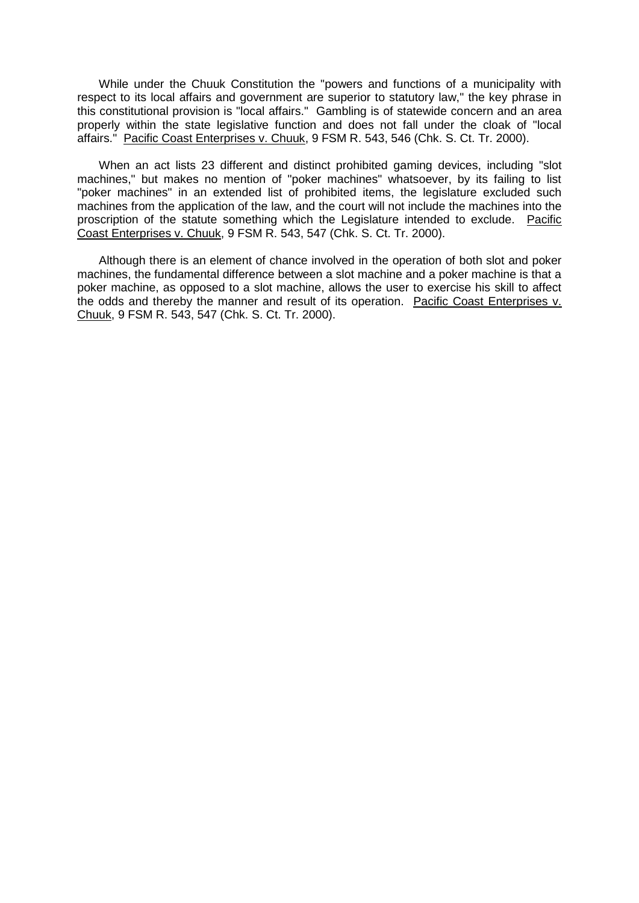While under the Chuuk Constitution the "powers and functions of a municipality with respect to its local affairs and government are superior to statutory law," the key phrase in this constitutional provision is "local affairs." Gambling is of statewide concern and an area properly within the state legislative function and does not fall under the cloak of "local affairs." Pacific Coast Enterprises v. Chuuk, 9 FSM R. 543, 546 (Chk. S. Ct. Tr. 2000).

When an act lists 23 different and distinct prohibited gaming devices, including "slot machines," but makes no mention of "poker machines" whatsoever, by its failing to list "poker machines" in an extended list of prohibited items, the legislature excluded such machines from the application of the law, and the court will not include the machines into the proscription of the statute something which the Legislature intended to exclude. Pacific Coast Enterprises v. Chuuk, 9 FSM R. 543, 547 (Chk. S. Ct. Tr. 2000).

Although there is an element of chance involved in the operation of both slot and poker machines, the fundamental difference between a slot machine and a poker machine is that a poker machine, as opposed to a slot machine, allows the user to exercise his skill to affect the odds and thereby the manner and result of its operation. Pacific Coast Enterprises v. Chuuk, 9 FSM R. 543, 547 (Chk. S. Ct. Tr. 2000).